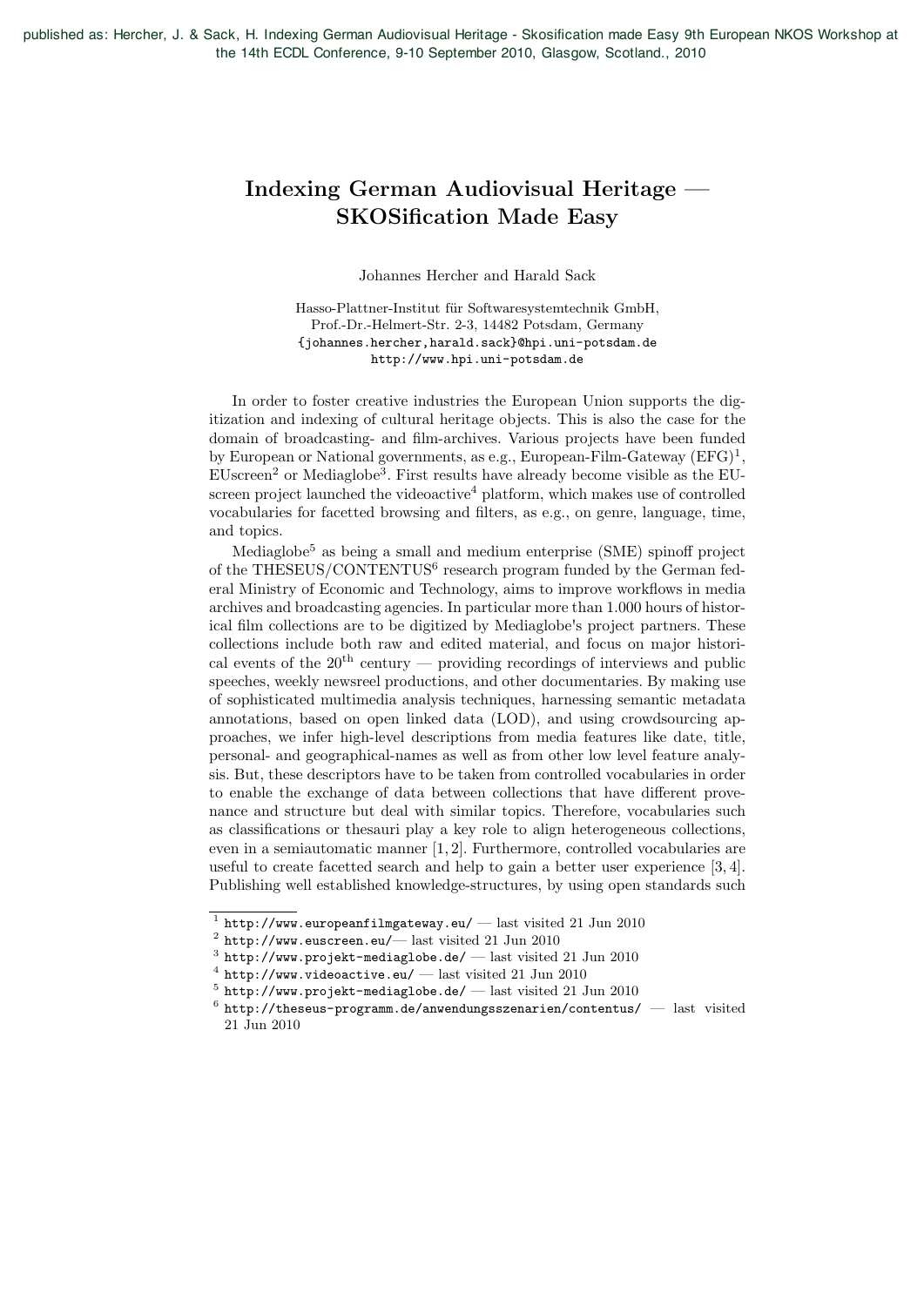published as: Hercher, J. & Sack, H. Indexing German Audiovisual Heritage - Skosification made Easy 9th European NKOS Workshop at the 14th ECDL Conference, 9-10 September 2010, Glasgow, Scotland., 2010

# Indexing German Audiovisual Heritage — SKOSification Made Easy

Johannes Hercher and Harald Sack

Hasso-Plattner-Institut für Softwaresystemtechnik GmbH,
Prof.-Dr.-Helmert-Str. 2-3, 14482 Potsdam, Germany
{johannes.hercher,harald.sack}@hpi.uni-potsdam.de
http://www.hpi.uni-potsdam.de

In order to foster creative industries the European Union supports the digitization and indexing of cultural heritage objects. This is also the case for the domain of broadcasting- and film-archives. Various projects have been funded by European or National governments, as e.g., European-Film-Gateway (EFG)[1], EUscreen[2] or Mediaglobe[3]. First results have already become visible as the EUscreen project launched the videoactive[4] platform, which makes use of controlled vocabularies for facetted browsing and filters, as e.g., on genre, language, time, and topics.

Mediaglobe[5] as being a small and medium enterprise (SME) spinoff project of the THESEUS/CONTENTUS[6] research program funded by the German federal Ministry of Economic and Technology, aims to improve workflows in media archives and broadcasting agencies. In particular more than 1.000 hours of historical film collections are to be digitized by Mediaglobe's project partners. These collections include both raw and edited material, and focus on major historical events of the 20$^{th}$ century — providing recordings of interviews and public speeches, weekly newsreel productions, and other documentaries. By making use of sophisticated multimedia analysis techniques, harnessing semantic metadata annotations, based on open linked data (LOD), and using crowdsourcing approaches, we infer high-level descriptions from media features like date, title, personal- and geographical-names as well as from other low level feature analysis. But, these descriptors have to be taken from controlled vocabularies in order to enable the exchange of data between collections that have different provenance and structure but deal with similar topics. Therefore, vocabularies such as classifications or thesauri play a key role to align heterogeneous collections, even in a semiautomatic manner [1, 2]. Furthermore, controlled vocabularies are useful to create facetted search and help to gain a better user experience [3, 4]. Publishing well established knowledge-structures, by using open standards such

---

[1] http://www.europeanfilmgateway.eu/ — last visited 21 Jun 2010
[2] http://www.euscreen.eu/— last visited 21 Jun 2010
[3] http://www.projekt-mediaglobe.de/ — last visited 21 Jun 2010
[4] http://www.videoactive.eu/ — last visited 21 Jun 2010
[5] http://www.projekt-mediaglobe.de/ — last visited 21 Jun 2010
[6] http://theseus-programm.de/anwendungsszenarien/contentus/ — last visited 21 Jun 2010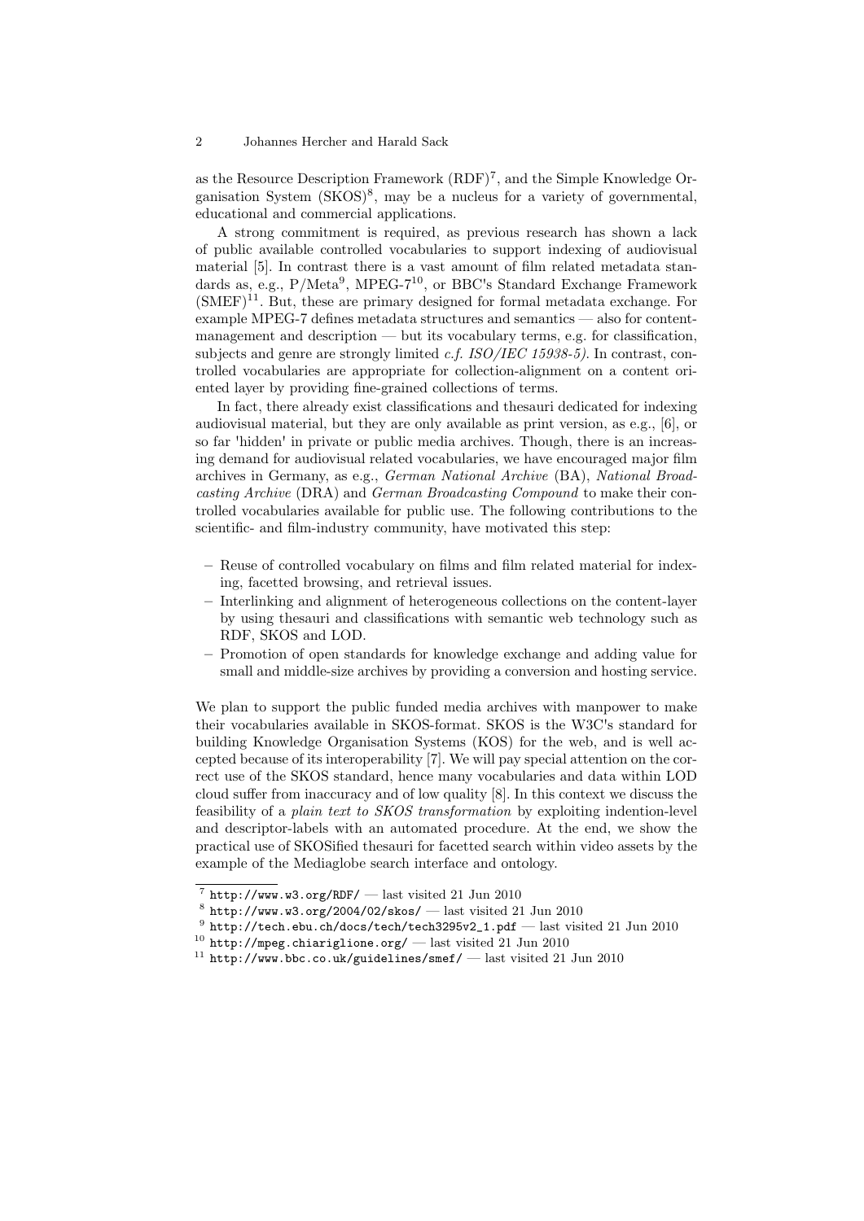as the Resource Description Framework (RDF)[7], and the Simple Knowledge Organisation System (SKOS)[8], may be a nucleus for a variety of governmental, educational and commercial applications.

A strong commitment is required, as previous research has shown a lack of public available controlled vocabularies to support indexing of audiovisual material [5]. In contrast there is a vast amount of film related metadata standards as, e.g., P/Meta[9], MPEG-7[10], or BBC's Standard Exchange Framework (SMEF)[11]. But, these are primary designed for formal metadata exchange. For example MPEG-7 defines metadata structures and semantics — also for content-management and description — but its vocabulary terms, e.g. for classification, subjects and genre are strongly limited *c.f. ISO/IEC 15938-5)*. In contrast, controlled vocabularies are appropriate for collection-alignment on a content oriented layer by providing fine-grained collections of terms.

In fact, there already exist classifications and thesauri dedicated for indexing audiovisual material, but they are only available as print version, as e.g., [6], or so far 'hidden' in private or public media archives. Though, there is an increasing demand for audiovisual related vocabularies, we have encouraged major film archives in Germany, as e.g., *German National Archive* (BA), *National Broadcasting Archive* (DRA) and *German Broadcasting Compound* to make their controlled vocabularies available for public use. The following contributions to the scientific- and film-industry community, have motivated this step:

- Reuse of controlled vocabulary on films and film related material for indexing, facetted browsing, and retrieval issues.
- Interlinking and alignment of heterogeneous collections on the content-layer by using thesauri and classifications with semantic web technology such as RDF, SKOS and LOD.
- Promotion of open standards for knowledge exchange and adding value for small and middle-size archives by providing a conversion and hosting service.

We plan to support the public funded media archives with manpower to make their vocabularies available in SKOS-format. SKOS is the W3C's standard for building Knowledge Organisation Systems (KOS) for the web, and is well accepted because of its interoperability [7]. We will pay special attention on the correct use of the SKOS standard, hence many vocabularies and data within LOD cloud suffer from inaccuracy and of low quality [8]. In this context we discuss the feasibility of a *plain text to SKOS transformation* by exploiting indention-level and descriptor-labels with an automated procedure. At the end, we show the practical use of SKOSified thesauri for facetted search within video assets by the example of the Mediaglobe search interface and ontology.

---

[7] `http://www.w3.org/RDF/` — last visited 21 Jun 2010

[8] `http://www.w3.org/2004/02/skos/` — last visited 21 Jun 2010

[9] `http://tech.ebu.ch/docs/tech/tech3295v2_1.pdf` — last visited 21 Jun 2010

[10] `http://mpeg.chiariglione.org/` — last visited 21 Jun 2010

[11] `http://www.bbc.co.uk/guidelines/smef/` — last visited 21 Jun 2010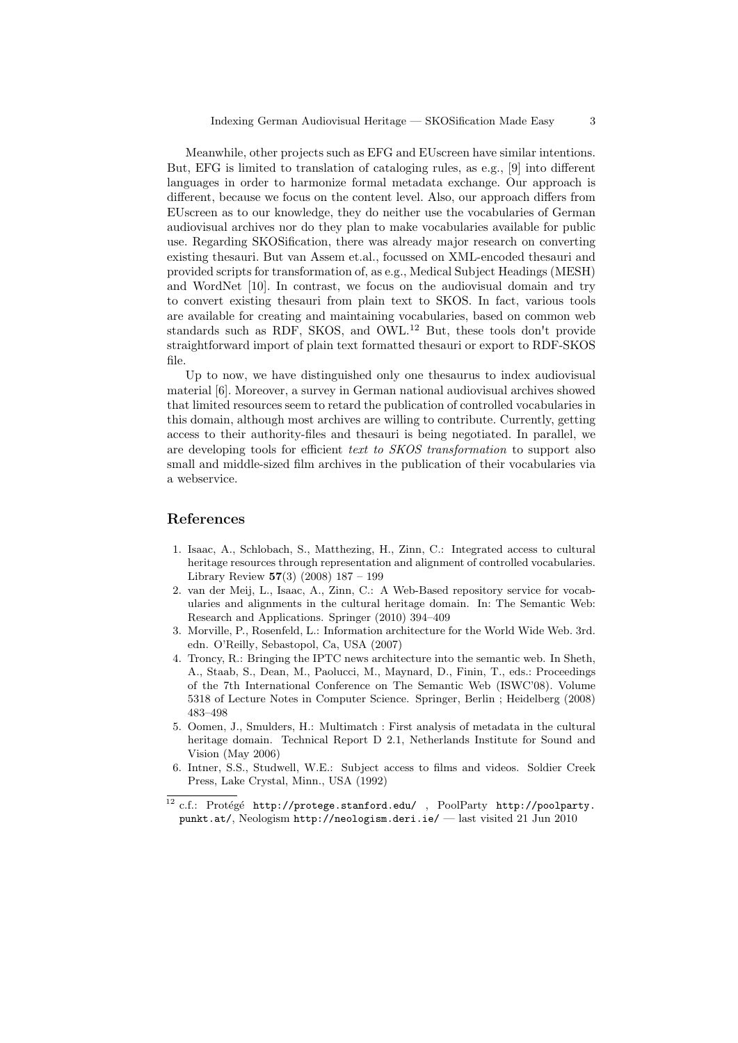Meanwhile, other projects such as EFG and EUscreen have similar intentions. But, EFG is limited to translation of cataloging rules, as e.g., [9] into different languages in order to harmonize formal metadata exchange. Our approach is different, because we focus on the content level. Also, our approach differs from EUscreen as to our knowledge, they do neither use the vocabularies of German audiovisual archives nor do they plan to make vocabularies available for public use. Regarding SKOSification, there was already major research on converting existing thesauri. But van Assem et.al., focussed on XML-encoded thesauri and provided scripts for transformation of, as e.g., Medical Subject Headings (MESH) and WordNet [10]. In contrast, we focus on the audiovisual domain and try to convert existing thesauri from plain text to SKOS. In fact, various tools are available for creating and maintaining vocabularies, based on common web standards such as RDF, SKOS, and OWL.[12] But, these tools don't provide straightforward import of plain text formatted thesauri or export to RDF-SKOS file.

Up to now, we have distinguished only one thesaurus to index audiovisual material [6]. Moreover, a survey in German national audiovisual archives showed that limited resources seem to retard the publication of controlled vocabularies in this domain, although most archives are willing to contribute. Currently, getting access to their authority-files and thesauri is being negotiated. In parallel, we are developing tools for efficient *text to SKOS transformation* to support also small and middle-sized film archives in the publication of their vocabularies via a webservice.

## References

1. Isaac, A., Schlobach, S., Matthezing, H., Zinn, C.: Integrated access to cultural heritage resources through representation and alignment of controlled vocabularies. Library Review **57**(3) (2008) 187 – 199
2. van der Meij, L., Isaac, A., Zinn, C.: A Web-Based repository service for vocabularies and alignments in the cultural heritage domain. In: The Semantic Web: Research and Applications. Springer (2010) 394–409
3. Morville, P., Rosenfeld, L.: Information architecture for the World Wide Web. 3rd. edn. O'Reilly, Sebastopol, Ca, USA (2007)
4. Troncy, R.: Bringing the IPTC news architecture into the semantic web. In Sheth, A., Staab, S., Dean, M., Paolucci, M., Maynard, D., Finin, T., eds.: Proceedings of the 7th International Conference on The Semantic Web (ISWC'08). Volume 5318 of Lecture Notes in Computer Science. Springer, Berlin ; Heidelberg (2008) 483–498
5. Oomen, J., Smulders, H.: Multimatch : First analysis of metadata in the cultural heritage domain. Technical Report D 2.1, Netherlands Institute for Sound and Vision (May 2006)
6. Intner, S.S., Studwell, W.E.: Subject access to films and videos. Soldier Creek Press, Lake Crystal, Minn., USA (1992)

[12] c.f.: Protégé http://protege.stanford.edu/ , PoolParty http://poolparty.punkt.at/, Neologism http://neologism.deri.ie/ — last visited 21 Jun 2010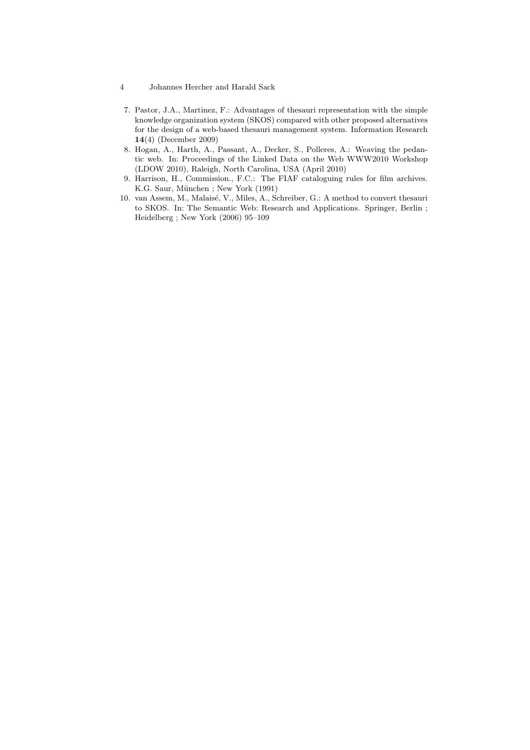7. Pastor, J.A., Martinez, F.: Advantages of thesauri representation with the simple knowledge organization system (SKOS) compared with other proposed alternatives for the design of a web-based thesauri management system. Information Research **14**(4) (December 2009)
8. Hogan, A., Harth, A., Passant, A., Decker, S., Polleres, A.: Weaving the pedantic web. In: Proceedings of the Linked Data on the Web WWW2010 Workshop (LDOW 2010), Raleigh, North Carolina, USA (April 2010)
9. Harrison, H., Commission., F.C.: The FIAF cataloguing rules for film archives. K.G. Saur, München ; New York (1991)
10. van Assem, M., Malaisé, V., Miles, A., Schreiber, G.: A method to convert thesauri to SKOS. In: The Semantic Web: Research and Applications. Springer, Berlin ; Heidelberg ; New York (2006) 95–109